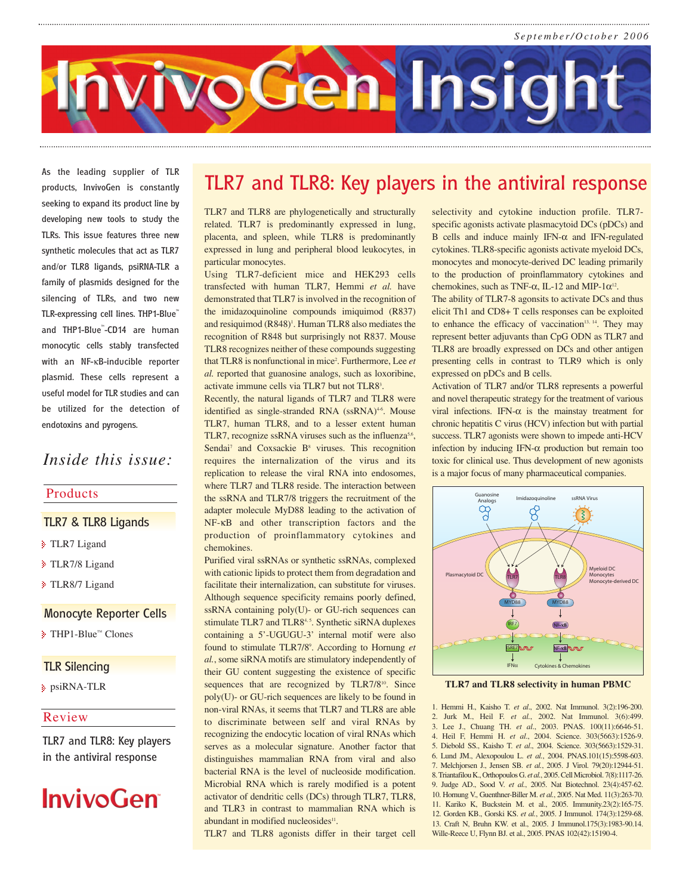September/October 2006

# InvivoGen Insight

As the leading supplier of TLR products, InvivoGen is constantly seeking to expand its product line by developing new tools to study the TLRs. This issue features three new synthetic molecules that act as TLR7 and/or TLR8 ligands, psiRNA-TLR a family of plasmids designed for the silencing of TLRs, and two new TLR-expressing cell lines. THP1-Blue™ and THP1-Blue™-CD14 are human monocytic cells stably transfected with an NF-κB-inducible reporter plasmid. These cells represent a useful model for TLR studies and can be utilized for the detection of endotoxins and pyrogens.

*Inside this issue:*

**Products**

**TLR7 & TLR8 Ligands**
- TLR7 Ligand
- TLR7/8 Ligand
- TLR8/7 Ligand

**Monocyte Reporter Cells**
- THP1-Blue™ Clones

**TLR Silencing**
- psiRNA-TLR

**Review**

TLR7 and TLR8: Key players in the antiviral response

InvivoGen

## TLR7 and TLR8: Key players in the antiviral response

TLR7 and TLR8 are phylogenetically and structurally related. TLR7 is predominantly expressed in lung, placenta, and spleen, while TLR8 is predominantly expressed in lung and peripheral blood leukocytes, in particular monocytes.

Using TLR7-deficient mice and HEK293 cells transfected with human TLR7, Hemmi *et al.* have demonstrated that TLR7 is involved in the recognition of the imidazoquinoline compounds imiquimod (R837) and resiquimod (R848)[1]. Human TLR8 also mediates the recognition of R848 but surprisingly not R837. Mouse TLR8 recognizes neither of these compounds suggesting that TLR8 is nonfunctional in mice[2]. Furthermore, Lee *et al.* reported that guanosine analogs, such as loxoribine, activate immune cells via TLR7 but not TLR8[3].

Recently, the natural ligands of TLR7 and TLR8 were identified as single-stranded RNA (ssRNA)[4-6]. Mouse TLR7, human TLR8, and to a lesser extent human TLR7, recognize ssRNA viruses such as the influenza[5,6], Sendai[7] and Coxsackie B[8] viruses. This recognition requires the internalization of the virus and its replication to release the viral RNA into endosomes, where TLR7 and TLR8 reside. The interaction between the ssRNA and TLR7/8 triggers the recruitment of the adapter molecule MyD88 leading to the activation of NF-κB and other transcription factors and the production of proinflammatory cytokines and chemokines.

Purified viral ssRNAs or synthetic ssRNAs, complexed with cationic lipids to protect them from degradation and facilitate their internalization, can substitute for viruses. Although sequence specificity remains poorly defined, ssRNA containing poly(U)- or GU-rich sequences can stimulate TLR7 and TLR8[4,5]. Synthetic siRNA duplexes containing a 5'-UGUGU-3' internal motif were also found to stimulate TLR7/8[9]. According to Hornung *et al.*, some siRNA motifs are stimulatory independently of their GU content suggesting the existence of specific sequences that are recognized by TLR7/8[10]. Since poly(U)- or GU-rich sequences are likely to be found in non-viral RNAs, it seems that TLR7 and TLR8 are able to discriminate between self and viral RNAs by recognizing the endocytic location of viral RNAs which serves as a molecular signature. Another factor that distinguishes mammalian RNA from viral and also bacterial RNA is the level of nucleoside modification. Microbial RNA which is rarely modified is a potent activator of dendritic cells (DCs) through TLR7, TLR8, and TLR3 in contrast to mammalian RNA which is abundant in modified nucleosides[11].

TLR7 and TLR8 agonists differ in their target cell selectivity and cytokine induction profile. TLR7-specific agonists activate plasmacytoid DCs (pDCs) and B cells and induce mainly IFN-α and IFN-regulated cytokines. TLR8-specific agonists activate myeloid DCs, monocytes and monocyte-derived DC leading primarily to the production of proinflammatory cytokines and chemokines, such as TNF-α, IL-12 and MIP-1α[12].

The ability of TLR7-8 agonsits to activate DCs and thus elicit Th1 and CD8+ T cells responses can be exploited to enhance the efficacy of vaccination[13, 14]. They may represent better adjuvants than CpG ODN as TLR7 and TLR8 are broadly expressed on DCs and other antigen presenting cells in contrast to TLR9 which is only expressed on pDCs and B cells.

Activation of TLR7 and/or TLR8 represents a powerful and novel therapeutic strategy for the treatment of various viral infections. IFN-α is the mainstay treatment for chronic hepatitis C virus (HCV) infection but with partial success. TLR7 agonists were shown to impede anti-HCV infection by inducing IFN-α production but remain too toxic for clinical use. Thus development of new agonists is a major focus of many pharmaceutical companies.

**TLR7 and TLR8 selectivity in human PBMC**

1. Hemmi H., Kaisho T. *et al.*, 2002. Nat Immunol. 3(2):196-200.
2. Jurk M., Heil F. *et al.*, 2002. Nat Immunol. 3(6):499.
3. Lee J., Chuang TH. *et al.*, 2003. PNAS. 100(11):6646-51.
4. Heil F, Hemmi H. *et al.*, 2004. Science. 303(5663):1526-9.
5. Diebold SS., Kaisho T. *et al.*, 2004. Science. 303(5663):1529-31.
6. Lund JM., Alexopoulou L. *et al.*, 2004. PNAS.101(15):5598-603.
7. Melchjorsen J., Jensen SB. *et al.*, 2005. J Virol. 79(20):12944-51.
8. Triantafilou K., Orthopoulos G. *et al.*, 2005. Cell Microbiol. 7(8):1117-26.
9. Judge AD., Sood V. *et al.*, 2005. Nat Biotechnol. 23(4):457-62.
10. Hornung V., Guenthner-Biller M. *et al.*, 2005. Nat Med. 11(3):263-70.
11. Kariko K, Buckstein M. et al., 2005. Immunity.23(2):165-75.
12. Gorden KB., Gorski KS. *et al.*, 2005. J Immunol. 174(3):1259-68.
13. Craft N, Bruhn KW. et al., 2005. J Immunol.175(3):1983-90.
14. Wille-Reece U, Flynn BJ. et al., 2005. PNAS 102(42):15190-4.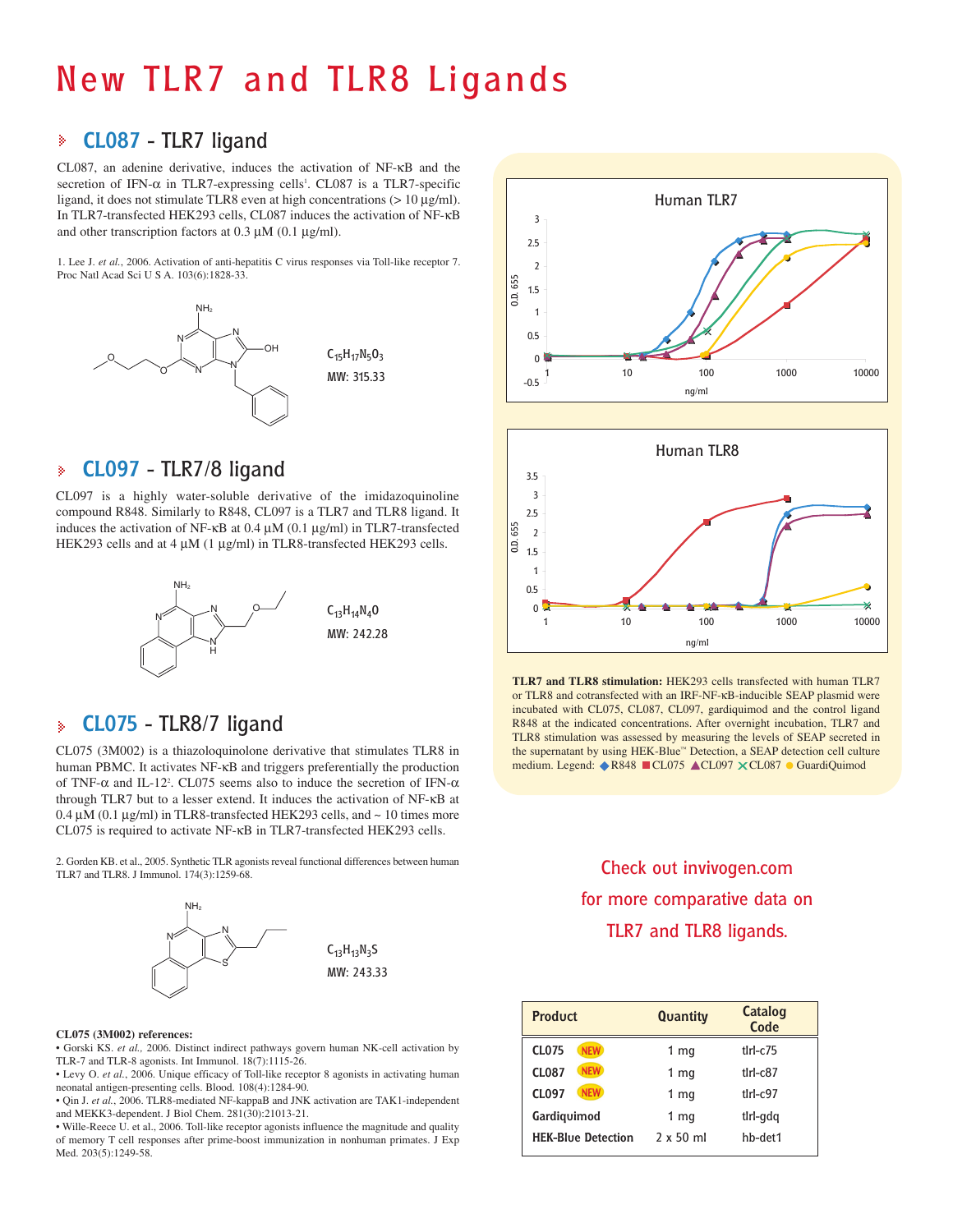# New TLR7 and TLR8 Ligands

## CL087 - TLR7 ligand

CL087, an adenine derivative, induces the activation of NF-κB and the secretion of IFN-α in TLR7-expressing cells[1]. CL087 is a TLR7-specific ligand, it does not stimulate TLR8 even at high concentrations (> 10 µg/ml). In TLR7-transfected HEK293 cells, CL087 induces the activation of NF-κB and other transcription factors at 0.3 µM (0.1 µg/ml).

1. Lee J. *et al.*, 2006. Activation of anti-hepatitis C virus responses via Toll-like receptor 7. Proc Natl Acad Sci U S A. 103(6):1828-33.

$C_{15}H_{17}N_5O_3$
MW: 315.33

## CL097 - TLR7/8 ligand

CL097 is a highly water-soluble derivative of the imidazoquinoline compound R848. Similarly to R848, CL097 is a TLR7 and TLR8 ligand. It induces the activation of NF-κB at 0.4 µM (0.1 µg/ml) in TLR7-transfected HEK293 cells and at 4 µM (1 µg/ml) in TLR8-transfected HEK293 cells.

$C_{13}H_{14}N_4O$
MW: 242.28

## CL075 - TLR8/7 ligand

CL075 (3M002) is a thiazoloquinolone derivative that stimulates TLR8 in human PBMC. It activates NF-κB and triggers preferentially the production of TNF-α and IL-12[2]. CL075 seems also to induce the secretion of IFN-α through TLR7 but to a lesser extend. It induces the activation of NF-κB at 0.4 µM (0.1 µg/ml) in TLR8-transfected HEK293 cells, and ~ 10 times more CL075 is required to activate NF-κB in TLR7-transfected HEK293 cells.

2. Gorden KB. et al., 2005. Synthetic TLR agonists reveal functional differences between human TLR7 and TLR8. J Immunol. 174(3):1259-68.

$C_{13}H_{13}N_3S$
MW: 243.33

**CL075 (3M002) references:**

- Gorski KS. *et al.,* 2006. Distinct indirect pathways govern human NK-cell activation by TLR-7 and TLR-8 agonists. Int Immunol. 18(7):1115-26.
- Levy O. *et al.*, 2006. Unique efficacy of Toll-like receptor 8 agonists in activating human neonatal antigen-presenting cells. Blood. 108(4):1284-90.
- Qin J. *et al.*, 2006. TLR8-mediated NF-kappaB and JNK activation are TAK1-independent and MEKK3-dependent. J Biol Chem. 281(30):21013-21.
- Wille-Reece U. et al., 2006. Toll-like receptor agonists influence the magnitude and quality of memory T cell responses after prime-boost immunization in nonhuman primates. J Exp Med. 203(5):1249-58.

**TLR7 and TLR8 stimulation:** HEK293 cells transfected with human TLR7 or TLR8 and cotransfected with an IRF-NF-κB-inducible SEAP plasmid were incubated with CL075, CL087, CL097, gardiquimod and the control ligand R848 at the indicated concentrations. After overnight incubation, TLR7 and TLR8 stimulation was assessed by measuring the levels of SEAP secreted in the supernatant by using HEK-Blue™ Detection, a SEAP detection cell culture medium. Legend: ◆ R848 ■ CL075 ▲ CL097 ✕ CL087 ● GuardiQuimod

Check out invivogen.com for more comparative data on TLR7 and TLR8 ligands.

| Product | Quantity | Catalog Code |
|---|---|---|
| CL075 NEW | 1 mg | tlrl-c75 |
| CL087 NEW | 1 mg | tlrl-c87 |
| CL097 NEW | 1 mg | tlrl-c97 |
| Gardiquimod | 1 mg | tlrl-gdq |
| HEK-Blue Detection | 2 x 50 ml | hb-det1 |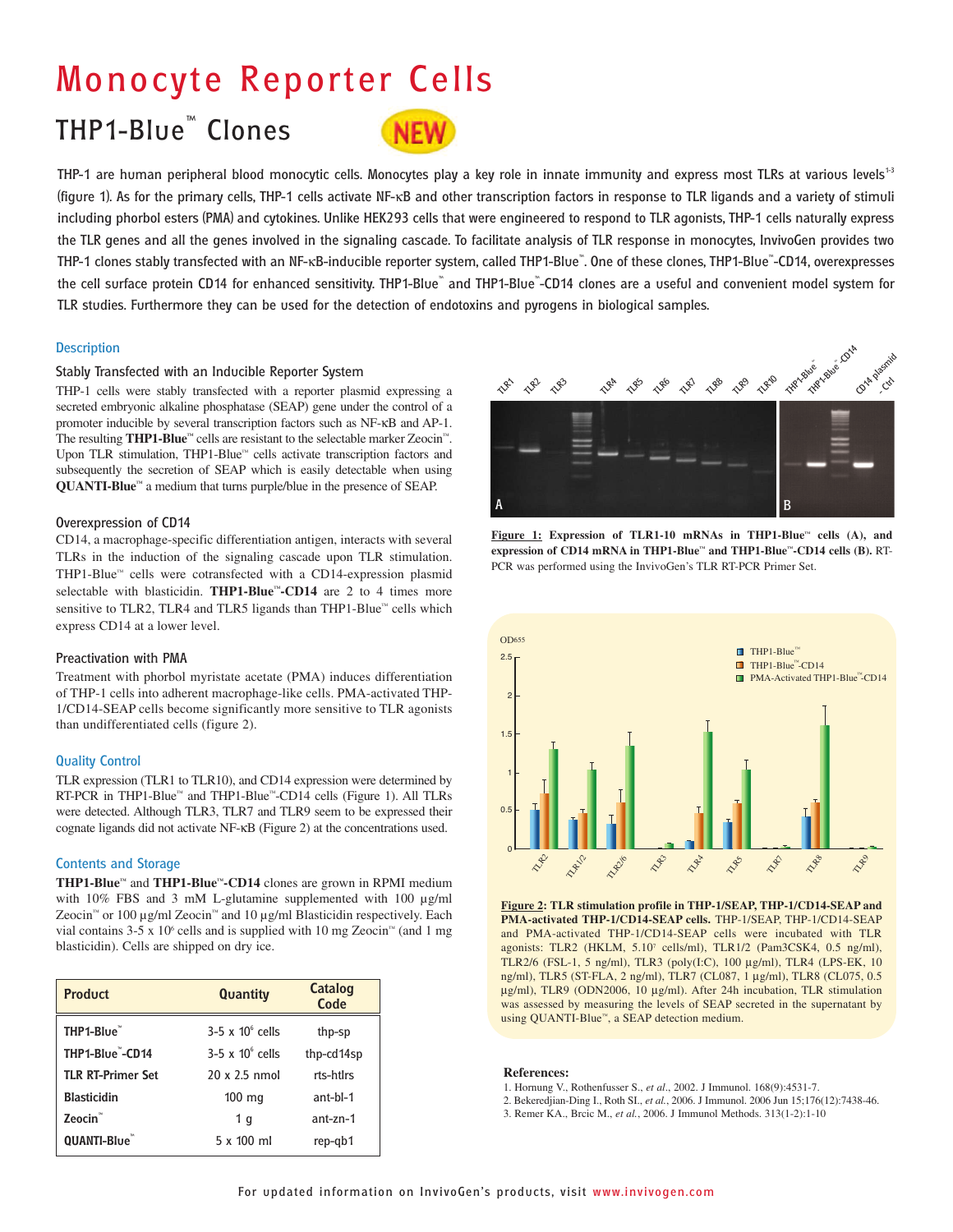# Monocyte Reporter Cells

## THP1-Blue™ Clones

NEW

THP-1 are human peripheral blood monocytic cells. Monocytes play a key role in innate immunity and express most TLRs at various levels[1-3] (figure 1). As for the primary cells, THP-1 cells activate NF-κB and other transcription factors in response to TLR ligands and a variety of stimuli including phorbol esters (PMA) and cytokines. Unlike HEK293 cells that were engineered to respond to TLR agonists, THP-1 cells naturally express the TLR genes and all the genes involved in the signaling cascade. To facilitate analysis of TLR response in monocytes, InvivoGen provides two THP-1 clones stably transfected with an NF-κB-inducible reporter system, called THP1-Blue™. One of these clones, THP1-Blue™-CD14, overexpresses the cell surface protein CD14 for enhanced sensitivity. THP1-Blue™ and THP1-Blue™-CD14 clones are a useful and convenient model system for TLR studies. Furthermore they can be used for the detection of endotoxins and pyrogens in biological samples.

### Description

#### Stably Transfected with an Inducible Reporter System

THP-1 cells were stably transfected with a reporter plasmid expressing a secreted embryonic alkaline phosphatase (SEAP) gene under the control of a promoter inducible by several transcription factors such as NF-κB and AP-1. The resulting **THP1-Blue™** cells are resistant to the selectable marker Zeocin™. Upon TLR stimulation, THP1-Blue™ cells activate transcription factors and subsequently the secretion of SEAP which is easily detectable when using **QUANTI-Blue™** a medium that turns purple/blue in the presence of SEAP.

#### Overexpression of CD14

CD14, a macrophage-specific differentiation antigen, interacts with several TLRs in the induction of the signaling cascade upon TLR stimulation. THP1-Blue™ cells were cotransfected with a CD14-expression plasmid selectable with blasticidin. **THP1-Blue™-CD14** are 2 to 4 times more sensitive to TLR2, TLR4 and TLR5 ligands than THP1-Blue™ cells which express CD14 at a lower level.

#### Preactivation with PMA

Treatment with phorbol myristate acetate (PMA) induces differentiation of THP-1 cells into adherent macrophage-like cells. PMA-activated THP-1/CD14-SEAP cells become significantly more sensitive to TLR agonists than undifferentiated cells (figure 2).

### Quality Control

TLR expression (TLR1 to TLR10), and CD14 expression were determined by RT-PCR in THP1-Blue™ and THP1-Blue™-CD14 cells (Figure 1). All TLRs were detected. Although TLR3, TLR7 and TLR9 seem to be expressed their cognate ligands did not activate NF-κB (Figure 2) at the concentrations used.

### Contents and Storage

**THP1-Blue™** and **THP1-Blue™-CD14** clones are grown in RPMI medium with 10% FBS and 3 mM L-glutamine supplemented with 100 µg/ml Zeocin™ or 100 µg/ml Zeocin™ and 10 µg/ml Blasticidin respectively. Each vial contains 3-5 x $10^6$ cells and is supplied with 10 mg Zeocin™ (and 1 mg blasticidin). Cells are shipped on dry ice.

| Product | Quantity | Catalog Code |
|---|---|---|
| THP1-Blue™ | 3-5 x $10^6$ cells | thp-sp |
| THP1-Blue™-CD14 | 3-5 x $10^6$ cells | thp-cd14sp |
| TLR RT-Primer Set | 20 x 2.5 nmol | rts-htlrs |
| Blasticidin | 100 mg | ant-bl-1 |
| Zeocin™ | 1 g | ant-zn-1 |
| QUANTI-Blue™ | 5 x 100 ml | rep-qb1 |

**Figure 1: Expression of TLR1-10 mRNAs in THP1-Blue™ cells (A), and expression of CD14 mRNA in THP1-Blue™ and THP1-Blue™-CD14 cells (B).** RT-PCR was performed using the InvivoGen's TLR RT-PCR Primer Set.

**Figure 2: TLR stimulation profile in THP-1/SEAP, THP-1/CD14-SEAP and PMA-activated THP-1/CD14-SEAP cells.** THP-1/SEAP, THP-1/CD14-SEAP and PMA-activated THP-1/CD14-SEAP cells were incubated with TLR agonists: TLR2 (HKLM, 5.$10^7$ cells/ml), TLR1/2 (Pam3CSK4, 0.5 ng/ml), TLR2/6 (FSL-1, 5 ng/ml), TLR3 (poly(I:C), 100 µg/ml), TLR4 (LPS-EK, 10 ng/ml), TLR5 (ST-FLA, 2 ng/ml), TLR7 (CL087, 1 µg/ml), TLR8 (CL075, 0.5 µg/ml), TLR9 (ODN2006, 10 µg/ml). After 24h incubation, TLR stimulation was assessed by measuring the levels of SEAP secreted in the supernatant by using QUANTI-Blue™, a SEAP detection medium.

**References:**

1. Hornung V., Rothenfusser S., *et al*., 2002. J Immunol. 168(9):4531-7.
2. Bekeredjian-Ding I., Roth SI., *et al.*, 2006. J Immunol. 2006 Jun 15;176(12):7438-46.
3. Remer KA., Brcic M., *et al.*, 2006. J Immunol Methods. 313(1-2):1-10

For updated information on InvivoGen's products, visit www.invivogen.com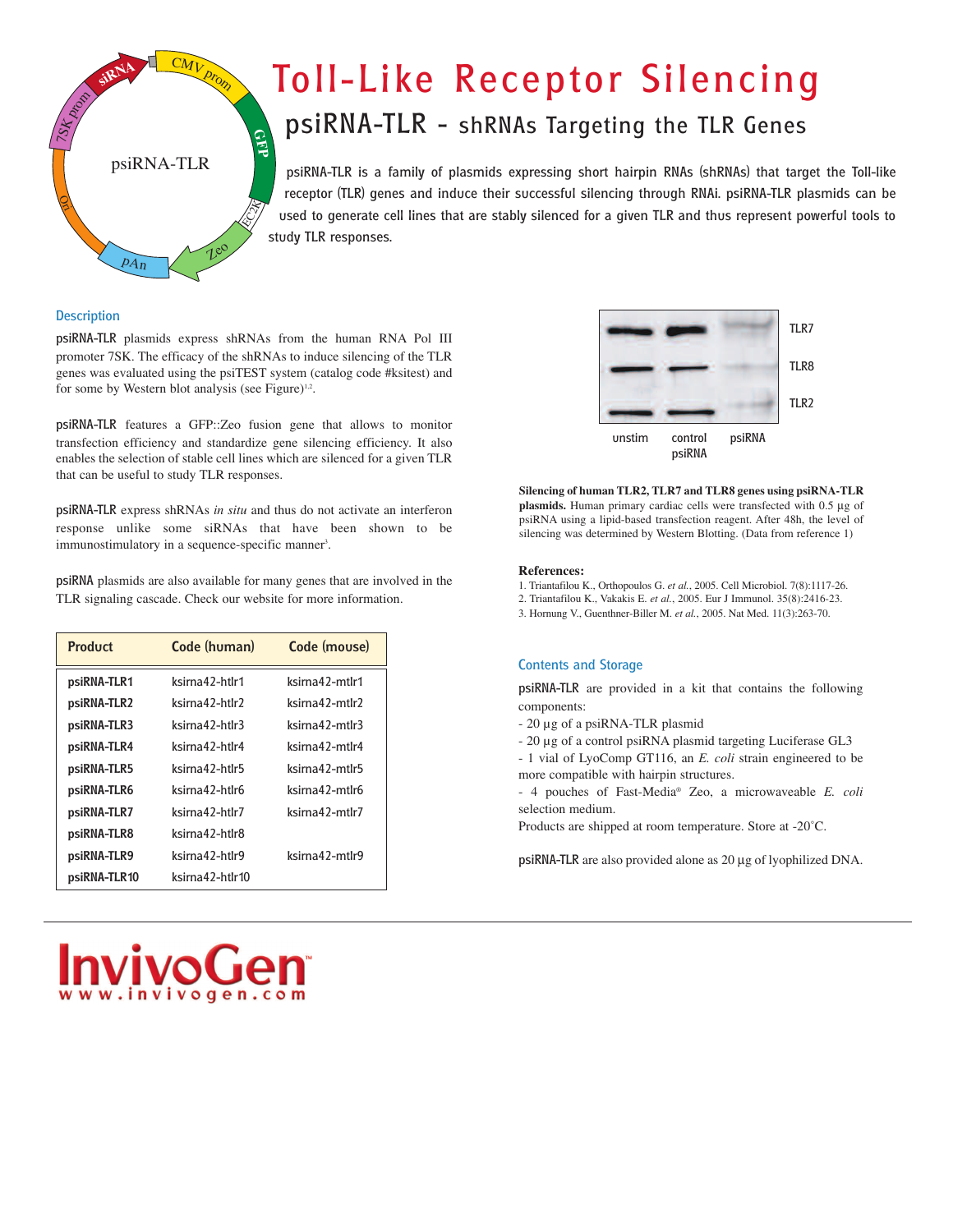psiRNA-TLR

siRNA

CMV prom

GFP

EC2K

Zeo

pAn

Ori

7SK prom

# Toll-Like Receptor Silencing

## psiRNA-TLR - shRNAs Targeting the TLR Genes

psiRNA-TLR is a family of plasmids expressing short hairpin RNAs (shRNAs) that target the Toll-like receptor (TLR) genes and induce their successful silencing through RNAi. psiRNA-TLR plasmids can be used to generate cell lines that are stably silenced for a given TLR and thus represent powerful tools to study TLR responses.

### Description

psiRNA-TLR plasmids express shRNAs from the human RNA Pol III promoter 7SK. The efficacy of the shRNAs to induce silencing of the TLR genes was evaluated using the psiTEST system (catalog code #ksitest) and for some by Western blot analysis (see Figure)[1,2].

psiRNA-TLR features a GFP::Zeo fusion gene that allows to monitor transfection efficiency and standardize gene silencing efficiency. It also enables the selection of stable cell lines which are silenced for a given TLR that can be useful to study TLR responses.

psiRNA-TLR express shRNAs *in situ* and thus do not activate an interferon response unlike some siRNAs that have been shown to be immunostimulatory in a sequence-specific manner[3].

psiRNA plasmids are also available for many genes that are involved in the TLR signaling cascade. Check our website for more information.

| Product | Code (human) | Code (mouse) |
|---|---|---|
| psiRNA-TLR1 | ksirna42-htlr1 | ksirna42-mtlr1 |
| psiRNA-TLR2 | ksirna42-htlr2 | ksirna42-mtlr2 |
| psiRNA-TLR3 | ksirna42-htlr3 | ksirna42-mtlr3 |
| psiRNA-TLR4 | ksirna42-htlr4 | ksirna42-mtlr4 |
| psiRNA-TLR5 | ksirna42-htlr5 | ksirna42-mtlr5 |
| psiRNA-TLR6 | ksirna42-htlr6 | ksirna42-mtlr6 |
| psiRNA-TLR7 | ksirna42-htlr7 | ksirna42-mtlr7 |
| psiRNA-TLR8 | ksirna42-htlr8 | |
| psiRNA-TLR9 | ksirna42-htlr9 | ksirna42-mtlr9 |
| psiRNA-TLR10 | ksirna42-htlr10 | |

TLR7

TLR8

TLR2

unstim

control psiRNA

psiRNA

**Silencing of human TLR2, TLR7 and TLR8 genes using psiRNA-TLR plasmids.** Human primary cardiac cells were transfected with 0.5 µg of psiRNA using a lipid-based transfection reagent. After 48h, the level of silencing was determined by Western Blotting. (Data from reference 1)

**References:**

1. Triantafilou K., Orthopoulos G. *et al.*, 2005. Cell Microbiol. 7(8):1117-26.
2. Triantafilou K., Vakakis E. *et al.*, 2005. Eur J Immunol. 35(8):2416-23.
3. Hornung V., Guenthner-Biller M. *et al.*, 2005. Nat Med. 11(3):263-70.

### Contents and Storage

psiRNA-TLR are provided in a kit that contains the following components:

- 20 µg of a psiRNA-TLR plasmid
- 20 µg of a control psiRNA plasmid targeting Luciferase GL3
- 1 vial of LyoComp GT116, an *E. coli* strain engineered to be more compatible with hairpin structures.
- 4 pouches of Fast-Media® Zeo, a microwaveable *E. coli* selection medium.

Products are shipped at room temperature. Store at -20°C.

psiRNA-TLR are also provided alone as 20 µg of lyophilized DNA.

InvivoGen
www.invivogen.com